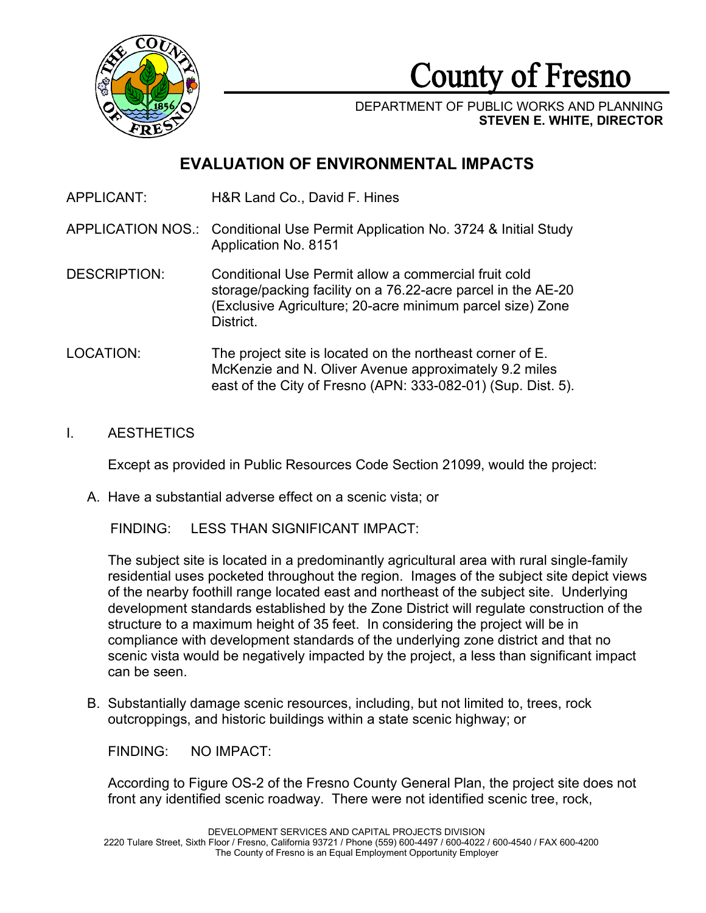# County of Fresno

DEPARTMENT OF PUBLIC WORKS AND PLANNING
**STEVEN E. WHITE, DIRECTOR**

## EVALUATION OF ENVIRONMENTAL IMPACTS

APPLICANT: H&R Land Co., David F. Hines

APPLICATION NOS.: Conditional Use Permit Application No. 3724 & Initial Study Application No. 8151

DESCRIPTION: Conditional Use Permit allow a commercial fruit cold storage/packing facility on a 76.22-acre parcel in the AE-20 (Exclusive Agriculture; 20-acre minimum parcel size) Zone District.

LOCATION: The project site is located on the northeast corner of E. McKenzie and N. Oliver Avenue approximately 9.2 miles east of the City of Fresno (APN: 333-082-01) (Sup. Dist. 5).

I. AESTHETICS

Except as provided in Public Resources Code Section 21099, would the project:

A. Have a substantial adverse effect on a scenic vista; or

FINDING: LESS THAN SIGNIFICANT IMPACT:

The subject site is located in a predominantly agricultural area with rural single-family residential uses pocketed throughout the region. Images of the subject site depict views of the nearby foothill range located east and northeast of the subject site. Underlying development standards established by the Zone District will regulate construction of the structure to a maximum height of 35 feet. In considering the project will be in compliance with development standards of the underlying zone district and that no scenic vista would be negatively impacted by the project, a less than significant impact can be seen.

B. Substantially damage scenic resources, including, but not limited to, trees, rock outcroppings, and historic buildings within a state scenic highway; or

FINDING: NO IMPACT:

According to Figure OS-2 of the Fresno County General Plan, the project site does not front any identified scenic roadway. There were not identified scenic tree, rock,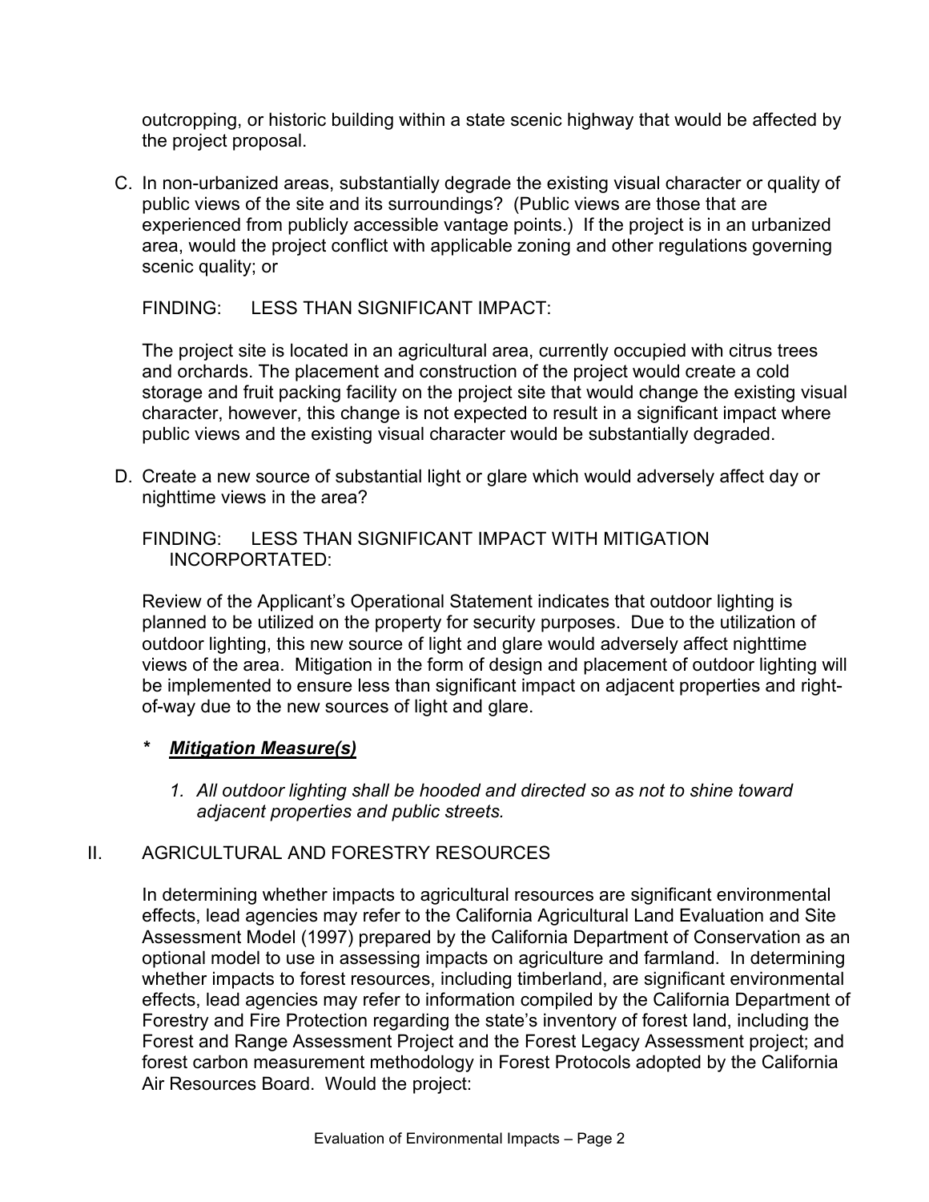outcropping, or historic building within a state scenic highway that would be affected by the project proposal.

C. In non-urbanized areas, substantially degrade the existing visual character or quality of public views of the site and its surroundings? (Public views are those that are experienced from publicly accessible vantage points.) If the project is in an urbanized area, would the project conflict with applicable zoning and other regulations governing scenic quality; or

FINDING: LESS THAN SIGNIFICANT IMPACT:

The project site is located in an agricultural area, currently occupied with citrus trees and orchards. The placement and construction of the project would create a cold storage and fruit packing facility on the project site that would change the existing visual character, however, this change is not expected to result in a significant impact where public views and the existing visual character would be substantially degraded.

D. Create a new source of substantial light or glare which would adversely affect day or nighttime views in the area?

FINDING: LESS THAN SIGNIFICANT IMPACT WITH MITIGATION INCORPORTATED:

Review of the Applicant's Operational Statement indicates that outdoor lighting is planned to be utilized on the property for security purposes. Due to the utilization of outdoor lighting, this new source of light and glare would adversely affect nighttime views of the area. Mitigation in the form of design and placement of outdoor lighting will be implemented to ensure less than significant impact on adjacent properties and right-of-way due to the new sources of light and glare.

\* ***Mitigation Measure(s)***

1. *All outdoor lighting shall be hooded and directed so as not to shine toward adjacent properties and public streets.*

II. AGRICULTURAL AND FORESTRY RESOURCES

In determining whether impacts to agricultural resources are significant environmental effects, lead agencies may refer to the California Agricultural Land Evaluation and Site Assessment Model (1997) prepared by the California Department of Conservation as an optional model to use in assessing impacts on agriculture and farmland. In determining whether impacts to forest resources, including timberland, are significant environmental effects, lead agencies may refer to information compiled by the California Department of Forestry and Fire Protection regarding the state's inventory of forest land, including the Forest and Range Assessment Project and the Forest Legacy Assessment project; and forest carbon measurement methodology in Forest Protocols adopted by the California Air Resources Board. Would the project: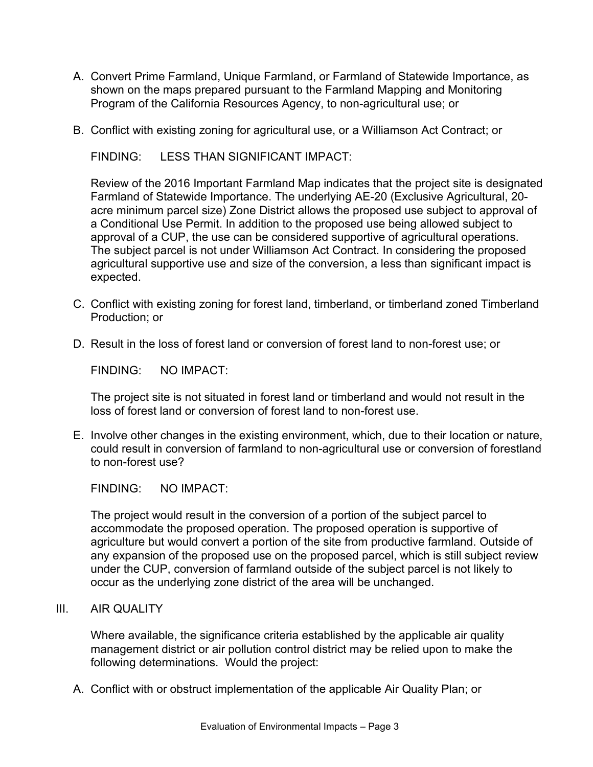A. Convert Prime Farmland, Unique Farmland, or Farmland of Statewide Importance, as shown on the maps prepared pursuant to the Farmland Mapping and Monitoring Program of the California Resources Agency, to non-agricultural use; or

B. Conflict with existing zoning for agricultural use, or a Williamson Act Contract; or

   FINDING: LESS THAN SIGNIFICANT IMPACT:

   Review of the 2016 Important Farmland Map indicates that the project site is designated Farmland of Statewide Importance. The underlying AE-20 (Exclusive Agricultural, 20-acre minimum parcel size) Zone District allows the proposed use subject to approval of a Conditional Use Permit. In addition to the proposed use being allowed subject to approval of a CUP, the use can be considered supportive of agricultural operations. The subject parcel is not under Williamson Act Contract. In considering the proposed agricultural supportive use and size of the conversion, a less than significant impact is expected.

C. Conflict with existing zoning for forest land, timberland, or timberland zoned Timberland Production; or

D. Result in the loss of forest land or conversion of forest land to non-forest use; or

   FINDING: NO IMPACT:

   The project site is not situated in forest land or timberland and would not result in the loss of forest land or conversion of forest land to non-forest use.

E. Involve other changes in the existing environment, which, due to their location or nature, could result in conversion of farmland to non-agricultural use or conversion of forestland to non-forest use?

   FINDING: NO IMPACT:

   The project would result in the conversion of a portion of the subject parcel to accommodate the proposed operation. The proposed operation is supportive of agriculture but would convert a portion of the site from productive farmland. Outside of any expansion of the proposed use on the proposed parcel, which is still subject review under the CUP, conversion of farmland outside of the subject parcel is not likely to occur as the underlying zone district of the area will be unchanged.

## III. AIR QUALITY

Where available, the significance criteria established by the applicable air quality management district or air pollution control district may be relied upon to make the following determinations. Would the project:

A. Conflict with or obstruct implementation of the applicable Air Quality Plan; or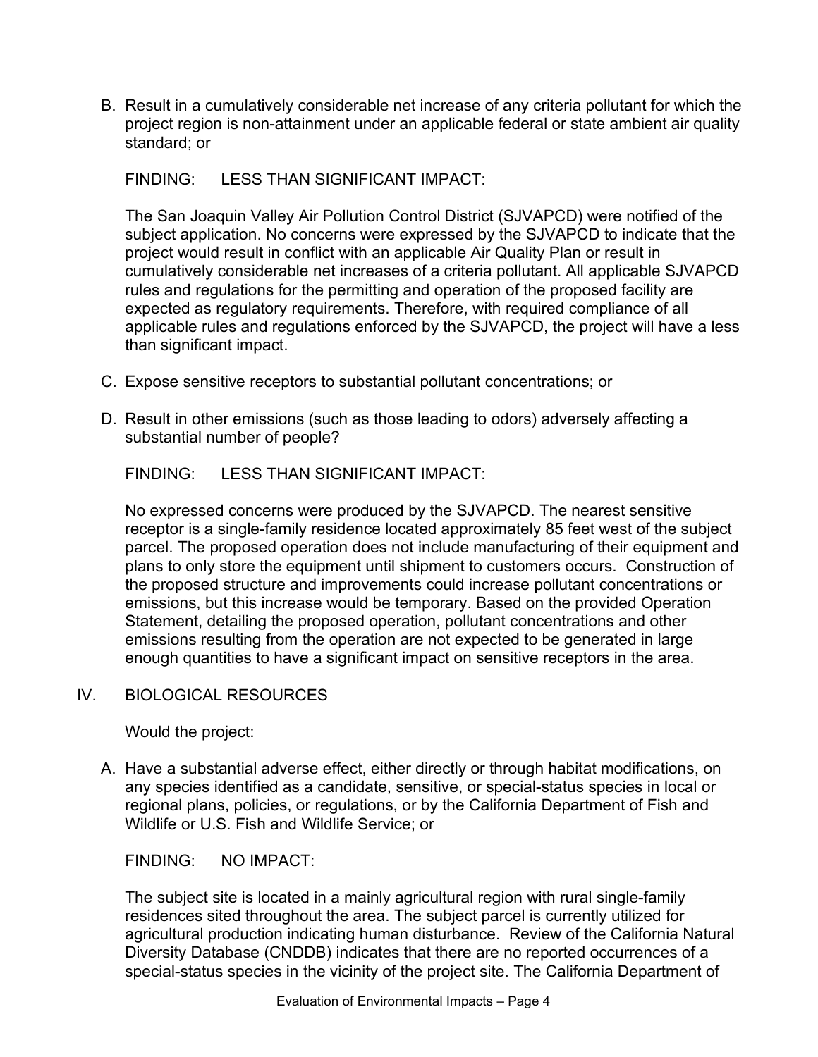B. Result in a cumulatively considerable net increase of any criteria pollutant for which the project region is non-attainment under an applicable federal or state ambient air quality standard; or

FINDING: LESS THAN SIGNIFICANT IMPACT:

The San Joaquin Valley Air Pollution Control District (SJVAPCD) were notified of the subject application. No concerns were expressed by the SJVAPCD to indicate that the project would result in conflict with an applicable Air Quality Plan or result in cumulatively considerable net increases of a criteria pollutant. All applicable SJVAPCD rules and regulations for the permitting and operation of the proposed facility are expected as regulatory requirements. Therefore, with required compliance of all applicable rules and regulations enforced by the SJVAPCD, the project will have a less than significant impact.

C. Expose sensitive receptors to substantial pollutant concentrations; or

D. Result in other emissions (such as those leading to odors) adversely affecting a substantial number of people?

FINDING: LESS THAN SIGNIFICANT IMPACT:

No expressed concerns were produced by the SJVAPCD. The nearest sensitive receptor is a single-family residence located approximately 85 feet west of the subject parcel. The proposed operation does not include manufacturing of their equipment and plans to only store the equipment until shipment to customers occurs. Construction of the proposed structure and improvements could increase pollutant concentrations or emissions, but this increase would be temporary. Based on the provided Operation Statement, detailing the proposed operation, pollutant concentrations and other emissions resulting from the operation are not expected to be generated in large enough quantities to have a significant impact on sensitive receptors in the area.

## IV. BIOLOGICAL RESOURCES

Would the project:

A. Have a substantial adverse effect, either directly or through habitat modifications, on any species identified as a candidate, sensitive, or special-status species in local or regional plans, policies, or regulations, or by the California Department of Fish and Wildlife or U.S. Fish and Wildlife Service; or

FINDING: NO IMPACT:

The subject site is located in a mainly agricultural region with rural single-family residences sited throughout the area. The subject parcel is currently utilized for agricultural production indicating human disturbance. Review of the California Natural Diversity Database (CNDDB) indicates that there are no reported occurrences of a special-status species in the vicinity of the project site. The California Department of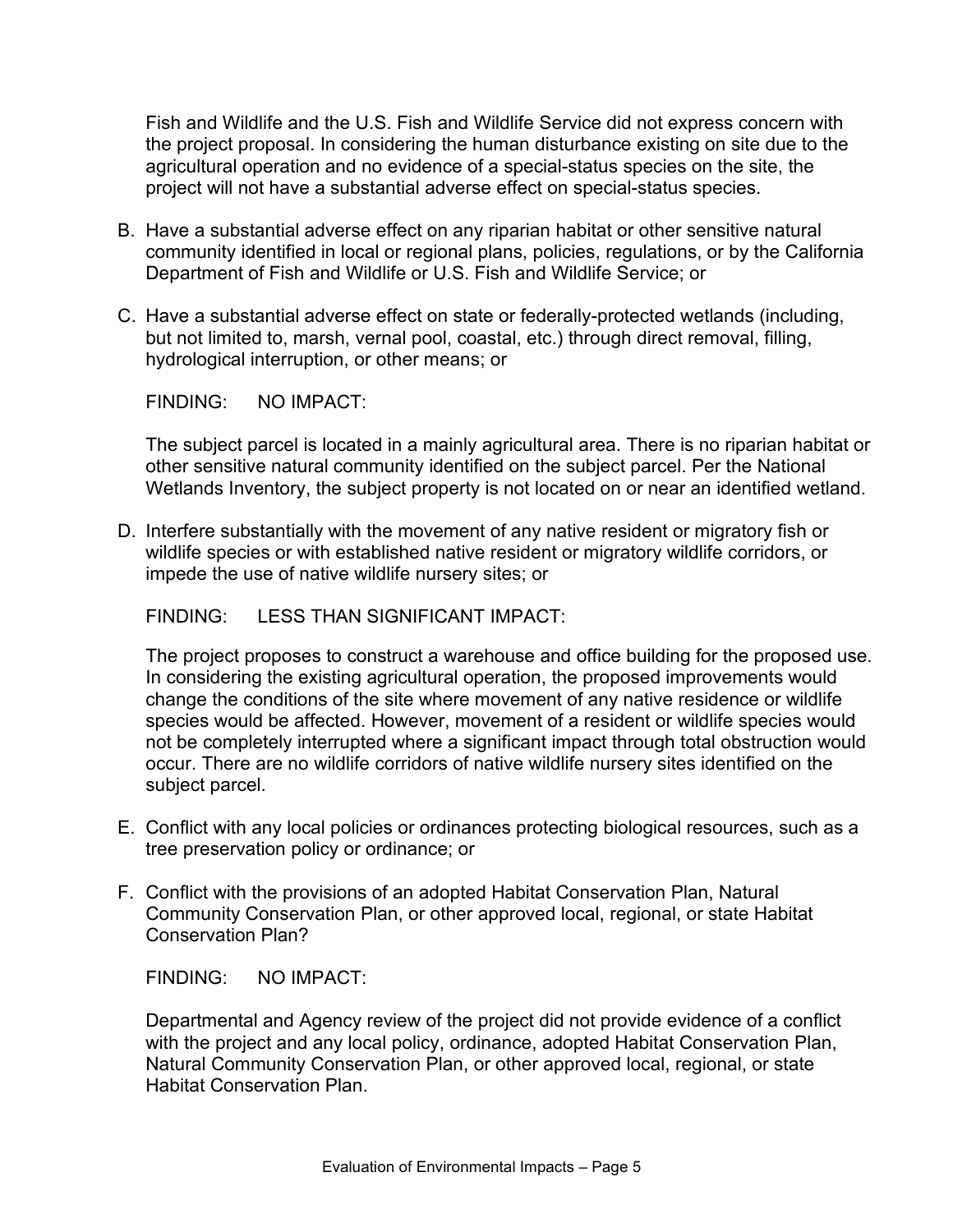Fish and Wildlife and the U.S. Fish and Wildlife Service did not express concern with the project proposal. In considering the human disturbance existing on site due to the agricultural operation and no evidence of a special-status species on the site, the project will not have a substantial adverse effect on special-status species.

B. Have a substantial adverse effect on any riparian habitat or other sensitive natural community identified in local or regional plans, policies, regulations, or by the California Department of Fish and Wildlife or U.S. Fish and Wildlife Service; or

C. Have a substantial adverse effect on state or federally-protected wetlands (including, but not limited to, marsh, vernal pool, coastal, etc.) through direct removal, filling, hydrological interruption, or other means; or

FINDING: NO IMPACT:

The subject parcel is located in a mainly agricultural area. There is no riparian habitat or other sensitive natural community identified on the subject parcel. Per the National Wetlands Inventory, the subject property is not located on or near an identified wetland.

D. Interfere substantially with the movement of any native resident or migratory fish or wildlife species or with established native resident or migratory wildlife corridors, or impede the use of native wildlife nursery sites; or

FINDING: LESS THAN SIGNIFICANT IMPACT:

The project proposes to construct a warehouse and office building for the proposed use. In considering the existing agricultural operation, the proposed improvements would change the conditions of the site where movement of any native residence or wildlife species would be affected. However, movement of a resident or wildlife species would not be completely interrupted where a significant impact through total obstruction would occur. There are no wildlife corridors of native wildlife nursery sites identified on the subject parcel.

E. Conflict with any local policies or ordinances protecting biological resources, such as a tree preservation policy or ordinance; or

F. Conflict with the provisions of an adopted Habitat Conservation Plan, Natural Community Conservation Plan, or other approved local, regional, or state Habitat Conservation Plan?

FINDING: NO IMPACT:

Departmental and Agency review of the project did not provide evidence of a conflict with the project and any local policy, ordinance, adopted Habitat Conservation Plan, Natural Community Conservation Plan, or other approved local, regional, or state Habitat Conservation Plan.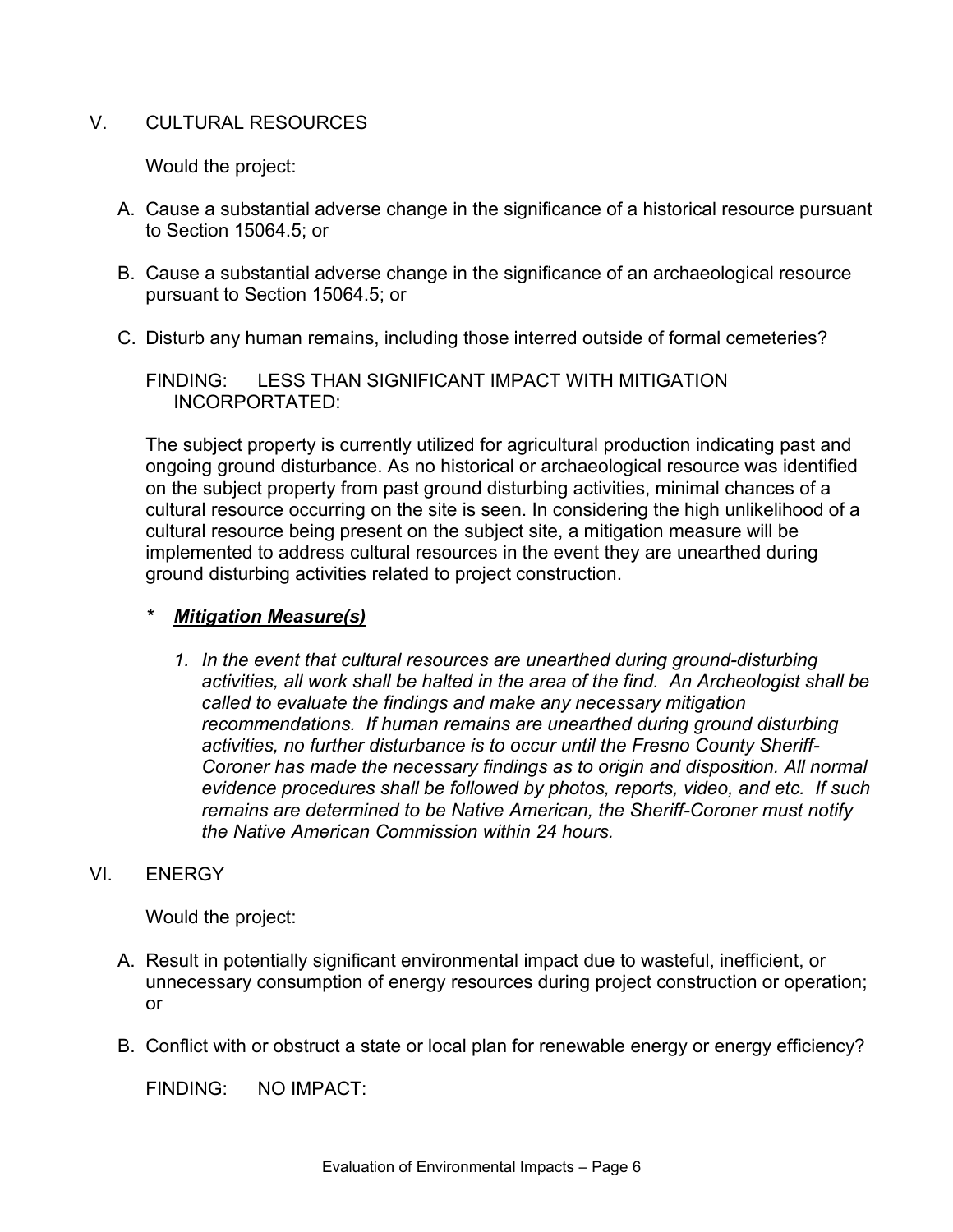## V. CULTURAL RESOURCES

Would the project:

A. Cause a substantial adverse change in the significance of a historical resource pursuant to Section 15064.5; or

B. Cause a substantial adverse change in the significance of an archaeological resource pursuant to Section 15064.5; or

C. Disturb any human remains, including those interred outside of formal cemeteries?

FINDING: LESS THAN SIGNIFICANT IMPACT WITH MITIGATION INCORPORTATED:

The subject property is currently utilized for agricultural production indicating past and ongoing ground disturbance. As no historical or archaeological resource was identified on the subject property from past ground disturbing activities, minimal chances of a cultural resource occurring on the site is seen. In considering the high unlikelihood of a cultural resource being present on the subject site, a mitigation measure will be implemented to address cultural resources in the event they are unearthed during ground disturbing activities related to project construction.

**\*** ***Mitigation Measure(s)***

1. *In the event that cultural resources are unearthed during ground-disturbing activities, all work shall be halted in the area of the find. An Archeologist shall be called to evaluate the findings and make any necessary mitigation recommendations. If human remains are unearthed during ground disturbing activities, no further disturbance is to occur until the Fresno County Sheriff-Coroner has made the necessary findings as to origin and disposition. All normal evidence procedures shall be followed by photos, reports, video, and etc. If such remains are determined to be Native American, the Sheriff-Coroner must notify the Native American Commission within 24 hours.*

## VI. ENERGY

Would the project:

A. Result in potentially significant environmental impact due to wasteful, inefficient, or unnecessary consumption of energy resources during project construction or operation; or

B. Conflict with or obstruct a state or local plan for renewable energy or energy efficiency?

FINDING: NO IMPACT: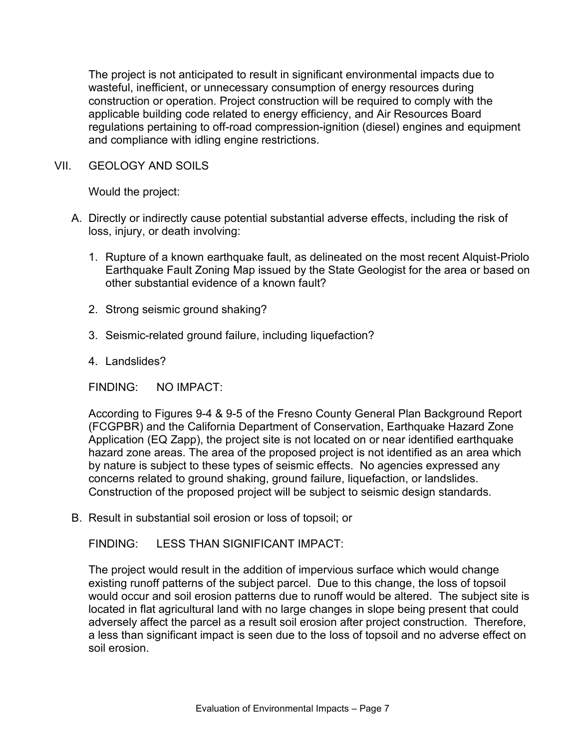The project is not anticipated to result in significant environmental impacts due to wasteful, inefficient, or unnecessary consumption of energy resources during construction or operation. Project construction will be required to comply with the applicable building code related to energy efficiency, and Air Resources Board regulations pertaining to off-road compression-ignition (diesel) engines and equipment and compliance with idling engine restrictions.

## VII. GEOLOGY AND SOILS

Would the project:

A. Directly or indirectly cause potential substantial adverse effects, including the risk of loss, injury, or death involving:

1. Rupture of a known earthquake fault, as delineated on the most recent Alquist-Priolo Earthquake Fault Zoning Map issued by the State Geologist for the area or based on other substantial evidence of a known fault?

2. Strong seismic ground shaking?

3. Seismic-related ground failure, including liquefaction?

4. Landslides?

FINDING: NO IMPACT:

According to Figures 9-4 & 9-5 of the Fresno County General Plan Background Report (FCGPBR) and the California Department of Conservation, Earthquake Hazard Zone Application (EQ Zapp), the project site is not located on or near identified earthquake hazard zone areas. The area of the proposed project is not identified as an area which by nature is subject to these types of seismic effects. No agencies expressed any concerns related to ground shaking, ground failure, liquefaction, or landslides. Construction of the proposed project will be subject to seismic design standards.

B. Result in substantial soil erosion or loss of topsoil; or

FINDING: LESS THAN SIGNIFICANT IMPACT:

The project would result in the addition of impervious surface which would change existing runoff patterns of the subject parcel. Due to this change, the loss of topsoil would occur and soil erosion patterns due to runoff would be altered. The subject site is located in flat agricultural land with no large changes in slope being present that could adversely affect the parcel as a result soil erosion after project construction. Therefore, a less than significant impact is seen due to the loss of topsoil and no adverse effect on soil erosion.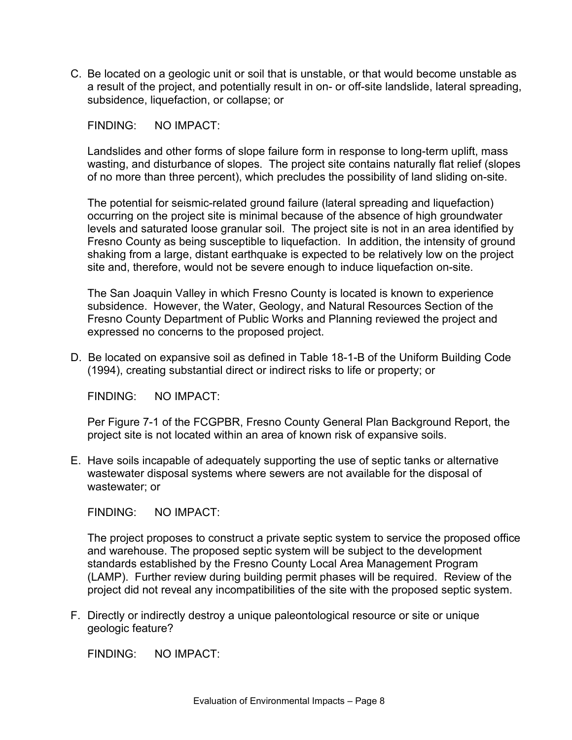C. Be located on a geologic unit or soil that is unstable, or that would become unstable as a result of the project, and potentially result in on- or off-site landslide, lateral spreading, subsidence, liquefaction, or collapse; or

FINDING: NO IMPACT:

Landslides and other forms of slope failure form in response to long-term uplift, mass wasting, and disturbance of slopes. The project site contains naturally flat relief (slopes of no more than three percent), which precludes the possibility of land sliding on-site.

The potential for seismic-related ground failure (lateral spreading and liquefaction) occurring on the project site is minimal because of the absence of high groundwater levels and saturated loose granular soil. The project site is not in an area identified by Fresno County as being susceptible to liquefaction. In addition, the intensity of ground shaking from a large, distant earthquake is expected to be relatively low on the project site and, therefore, would not be severe enough to induce liquefaction on-site.

The San Joaquin Valley in which Fresno County is located is known to experience subsidence. However, the Water, Geology, and Natural Resources Section of the Fresno County Department of Public Works and Planning reviewed the project and expressed no concerns to the proposed project.

D. Be located on expansive soil as defined in Table 18-1-B of the Uniform Building Code (1994), creating substantial direct or indirect risks to life or property; or

FINDING: NO IMPACT:

Per Figure 7-1 of the FCGPBR, Fresno County General Plan Background Report, the project site is not located within an area of known risk of expansive soils.

E. Have soils incapable of adequately supporting the use of septic tanks or alternative wastewater disposal systems where sewers are not available for the disposal of wastewater; or

FINDING: NO IMPACT:

The project proposes to construct a private septic system to service the proposed office and warehouse. The proposed septic system will be subject to the development standards established by the Fresno County Local Area Management Program (LAMP). Further review during building permit phases will be required. Review of the project did not reveal any incompatibilities of the site with the proposed septic system.

F. Directly or indirectly destroy a unique paleontological resource or site or unique geologic feature?

FINDING: NO IMPACT: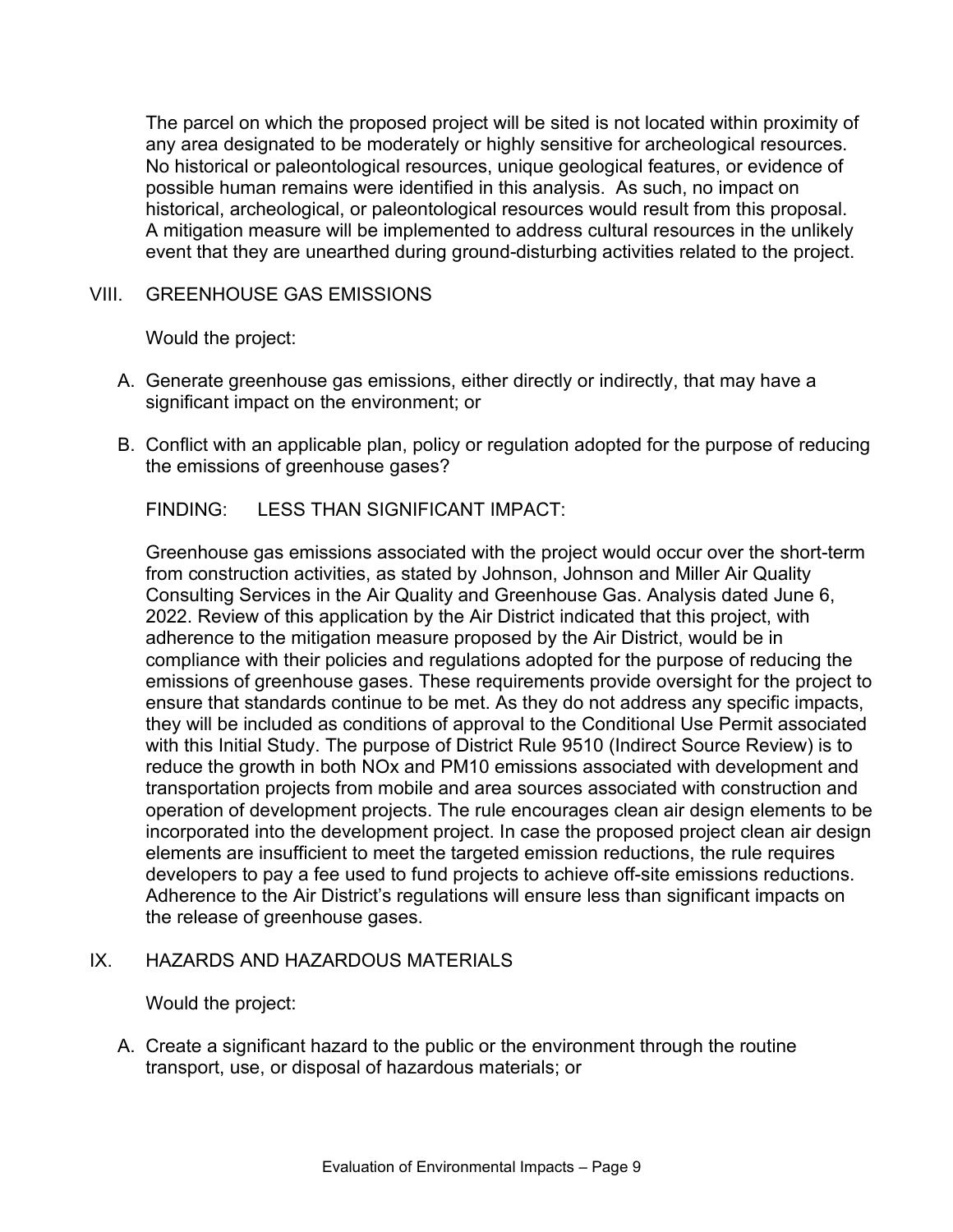The parcel on which the proposed project will be sited is not located within proximity of any area designated to be moderately or highly sensitive for archeological resources. No historical or paleontological resources, unique geological features, or evidence of possible human remains were identified in this analysis. As such, no impact on historical, archeological, or paleontological resources would result from this proposal. A mitigation measure will be implemented to address cultural resources in the unlikely event that they are unearthed during ground-disturbing activities related to the project.

## VIII. GREENHOUSE GAS EMISSIONS

Would the project:

A. Generate greenhouse gas emissions, either directly or indirectly, that may have a significant impact on the environment; or

B. Conflict with an applicable plan, policy or regulation adopted for the purpose of reducing the emissions of greenhouse gases?

FINDING: LESS THAN SIGNIFICANT IMPACT:

Greenhouse gas emissions associated with the project would occur over the short-term from construction activities, as stated by Johnson, Johnson and Miller Air Quality Consulting Services in the Air Quality and Greenhouse Gas. Analysis dated June 6, 2022. Review of this application by the Air District indicated that this project, with adherence to the mitigation measure proposed by the Air District, would be in compliance with their policies and regulations adopted for the purpose of reducing the emissions of greenhouse gases. These requirements provide oversight for the project to ensure that standards continue to be met. As they do not address any specific impacts, they will be included as conditions of approval to the Conditional Use Permit associated with this Initial Study. The purpose of District Rule 9510 (Indirect Source Review) is to reduce the growth in both NOx and PM10 emissions associated with development and transportation projects from mobile and area sources associated with construction and operation of development projects. The rule encourages clean air design elements to be incorporated into the development project. In case the proposed project clean air design elements are insufficient to meet the targeted emission reductions, the rule requires developers to pay a fee used to fund projects to achieve off-site emissions reductions. Adherence to the Air District's regulations will ensure less than significant impacts on the release of greenhouse gases.

## IX. HAZARDS AND HAZARDOUS MATERIALS

Would the project:

A. Create a significant hazard to the public or the environment through the routine transport, use, or disposal of hazardous materials; or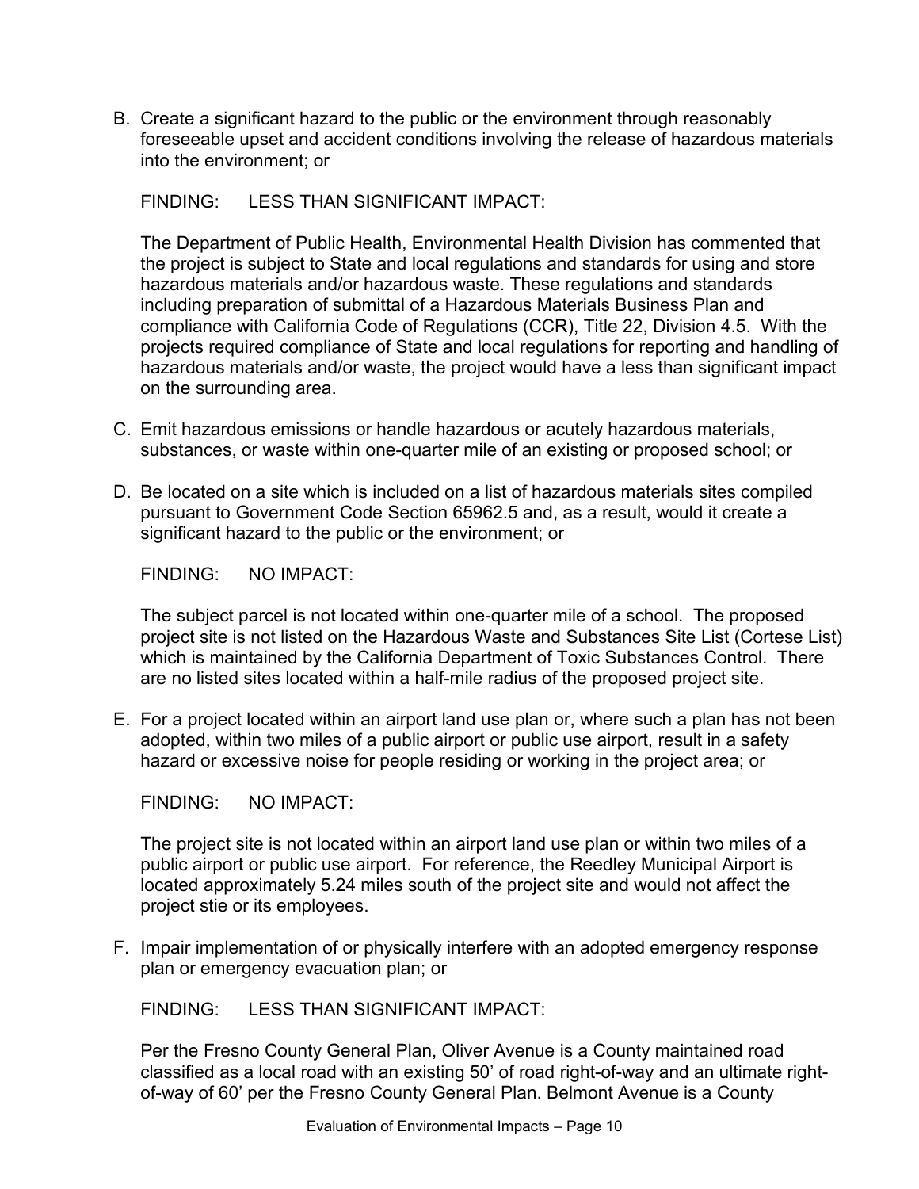B. Create a significant hazard to the public or the environment through reasonably foreseeable upset and accident conditions involving the release of hazardous materials into the environment; or

FINDING: LESS THAN SIGNIFICANT IMPACT:

The Department of Public Health, Environmental Health Division has commented that the project is subject to State and local regulations and standards for using and store hazardous materials and/or hazardous waste. These regulations and standards including preparation of submittal of a Hazardous Materials Business Plan and compliance with California Code of Regulations (CCR), Title 22, Division 4.5. With the projects required compliance of State and local regulations for reporting and handling of hazardous materials and/or waste, the project would have a less than significant impact on the surrounding area.

C. Emit hazardous emissions or handle hazardous or acutely hazardous materials, substances, or waste within one-quarter mile of an existing or proposed school; or

D. Be located on a site which is included on a list of hazardous materials sites compiled pursuant to Government Code Section 65962.5 and, as a result, would it create a significant hazard to the public or the environment; or

FINDING: NO IMPACT:

The subject parcel is not located within one-quarter mile of a school. The proposed project site is not listed on the Hazardous Waste and Substances Site List (Cortese List) which is maintained by the California Department of Toxic Substances Control. There are no listed sites located within a half-mile radius of the proposed project site.

E. For a project located within an airport land use plan or, where such a plan has not been adopted, within two miles of a public airport or public use airport, result in a safety hazard or excessive noise for people residing or working in the project area; or

FINDING: NO IMPACT:

The project site is not located within an airport land use plan or within two miles of a public airport or public use airport. For reference, the Reedley Municipal Airport is located approximately 5.24 miles south of the project site and would not affect the project stie or its employees.

F. Impair implementation of or physically interfere with an adopted emergency response plan or emergency evacuation plan; or

FINDING: LESS THAN SIGNIFICANT IMPACT:

Per the Fresno County General Plan, Oliver Avenue is a County maintained road classified as a local road with an existing 50' of road right-of-way and an ultimate right-of-way of 60' per the Fresno County General Plan. Belmont Avenue is a County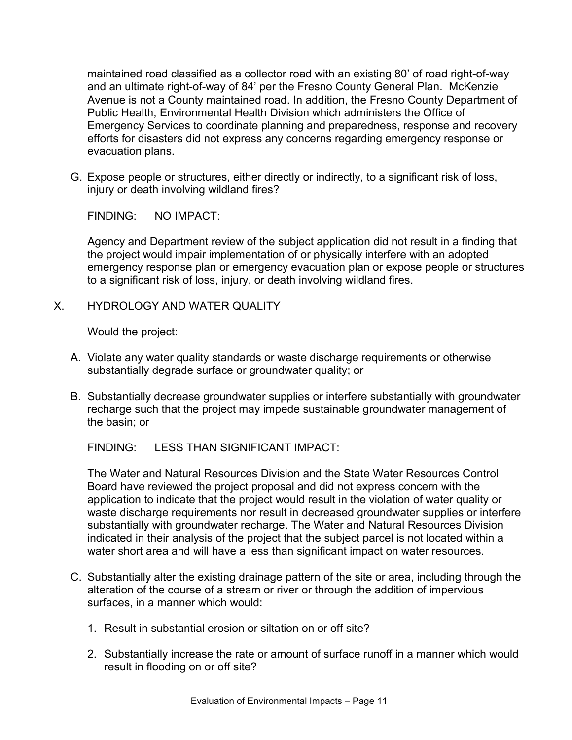maintained road classified as a collector road with an existing 80' of road right-of-way and an ultimate right-of-way of 84' per the Fresno County General Plan. McKenzie Avenue is not a County maintained road. In addition, the Fresno County Department of Public Health, Environmental Health Division which administers the Office of Emergency Services to coordinate planning and preparedness, response and recovery efforts for disasters did not express any concerns regarding emergency response or evacuation plans.

G. Expose people or structures, either directly or indirectly, to a significant risk of loss, injury or death involving wildland fires?

FINDING: NO IMPACT:

Agency and Department review of the subject application did not result in a finding that the project would impair implementation of or physically interfere with an adopted emergency response plan or emergency evacuation plan or expose people or structures to a significant risk of loss, injury, or death involving wildland fires.

## X. HYDROLOGY AND WATER QUALITY

Would the project:

A. Violate any water quality standards or waste discharge requirements or otherwise substantially degrade surface or groundwater quality; or

B. Substantially decrease groundwater supplies or interfere substantially with groundwater recharge such that the project may impede sustainable groundwater management of the basin; or

FINDING: LESS THAN SIGNIFICANT IMPACT:

The Water and Natural Resources Division and the State Water Resources Control Board have reviewed the project proposal and did not express concern with the application to indicate that the project would result in the violation of water quality or waste discharge requirements nor result in decreased groundwater supplies or interfere substantially with groundwater recharge. The Water and Natural Resources Division indicated in their analysis of the project that the subject parcel is not located within a water short area and will have a less than significant impact on water resources.

C. Substantially alter the existing drainage pattern of the site or area, including through the alteration of the course of a stream or river or through the addition of impervious surfaces, in a manner which would:

1. Result in substantial erosion or siltation on or off site?

2. Substantially increase the rate or amount of surface runoff in a manner which would result in flooding on or off site?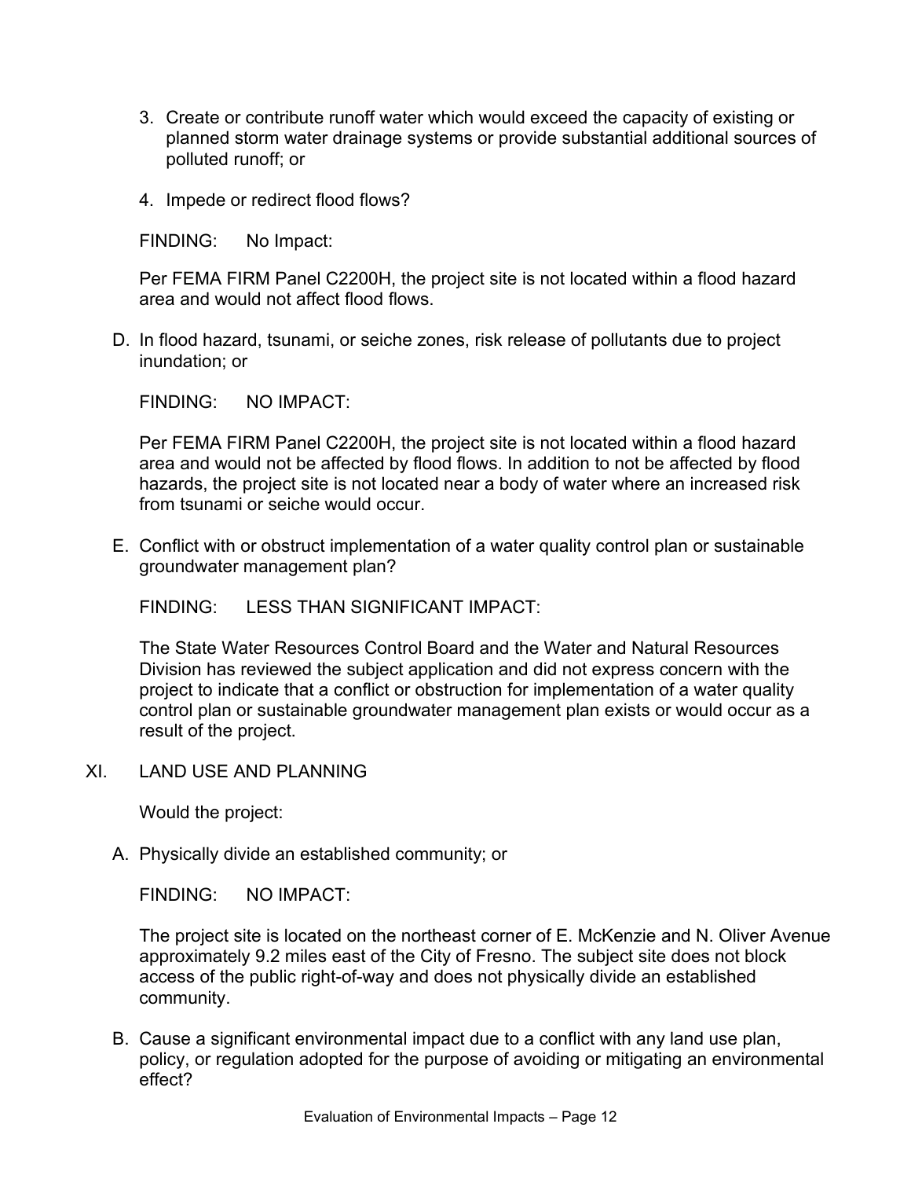3. Create or contribute runoff water which would exceed the capacity of existing or planned storm water drainage systems or provide substantial additional sources of polluted runoff; or

4. Impede or redirect flood flows?

FINDING: No Impact:

Per FEMA FIRM Panel C2200H, the project site is not located within a flood hazard area and would not affect flood flows.

D. In flood hazard, tsunami, or seiche zones, risk release of pollutants due to project inundation; or

FINDING: NO IMPACT:

Per FEMA FIRM Panel C2200H, the project site is not located within a flood hazard area and would not be affected by flood flows. In addition to not be affected by flood hazards, the project site is not located near a body of water where an increased risk from tsunami or seiche would occur.

E. Conflict with or obstruct implementation of a water quality control plan or sustainable groundwater management plan?

FINDING: LESS THAN SIGNIFICANT IMPACT:

The State Water Resources Control Board and the Water and Natural Resources Division has reviewed the subject application and did not express concern with the project to indicate that a conflict or obstruction for implementation of a water quality control plan or sustainable groundwater management plan exists or would occur as a result of the project.

## XI. LAND USE AND PLANNING

Would the project:

A. Physically divide an established community; or

FINDING: NO IMPACT:

The project site is located on the northeast corner of E. McKenzie and N. Oliver Avenue approximately 9.2 miles east of the City of Fresno. The subject site does not block access of the public right-of-way and does not physically divide an established community.

B. Cause a significant environmental impact due to a conflict with any land use plan, policy, or regulation adopted for the purpose of avoiding or mitigating an environmental effect?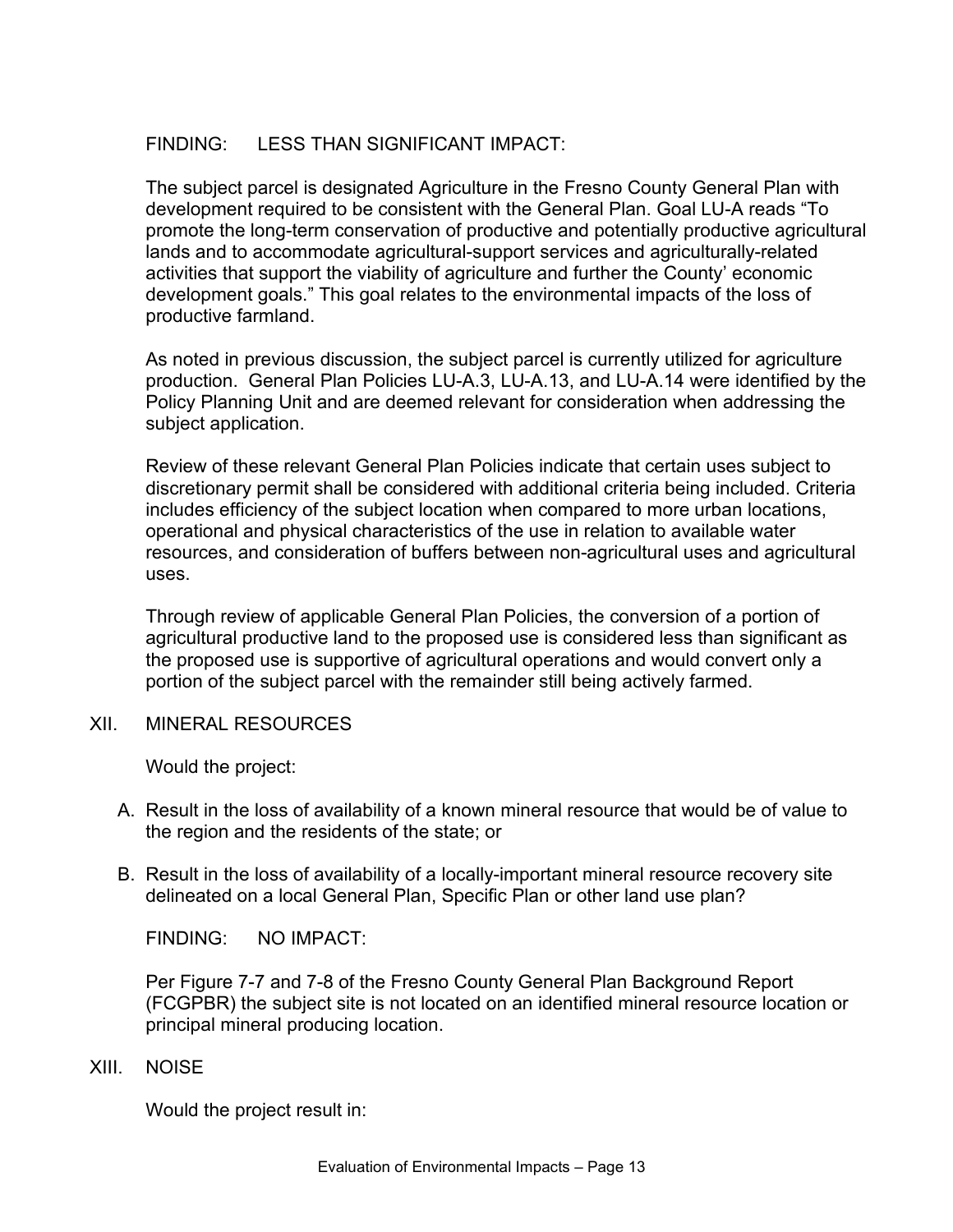FINDING: LESS THAN SIGNIFICANT IMPACT:

The subject parcel is designated Agriculture in the Fresno County General Plan with development required to be consistent with the General Plan. Goal LU-A reads "To promote the long-term conservation of productive and potentially productive agricultural lands and to accommodate agricultural-support services and agriculturally-related activities that support the viability of agriculture and further the County' economic development goals." This goal relates to the environmental impacts of the loss of productive farmland.

As noted in previous discussion, the subject parcel is currently utilized for agriculture production. General Plan Policies LU-A.3, LU-A.13, and LU-A.14 were identified by the Policy Planning Unit and are deemed relevant for consideration when addressing the subject application.

Review of these relevant General Plan Policies indicate that certain uses subject to discretionary permit shall be considered with additional criteria being included. Criteria includes efficiency of the subject location when compared to more urban locations, operational and physical characteristics of the use in relation to available water resources, and consideration of buffers between non-agricultural uses and agricultural uses.

Through review of applicable General Plan Policies, the conversion of a portion of agricultural productive land to the proposed use is considered less than significant as the proposed use is supportive of agricultural operations and would convert only a portion of the subject parcel with the remainder still being actively farmed.

## XII. MINERAL RESOURCES

Would the project:

A. Result in the loss of availability of a known mineral resource that would be of value to the region and the residents of the state; or

B. Result in the loss of availability of a locally-important mineral resource recovery site delineated on a local General Plan, Specific Plan or other land use plan?

FINDING: NO IMPACT:

Per Figure 7-7 and 7-8 of the Fresno County General Plan Background Report (FCGPBR) the subject site is not located on an identified mineral resource location or principal mineral producing location.

## XIII. NOISE

Would the project result in: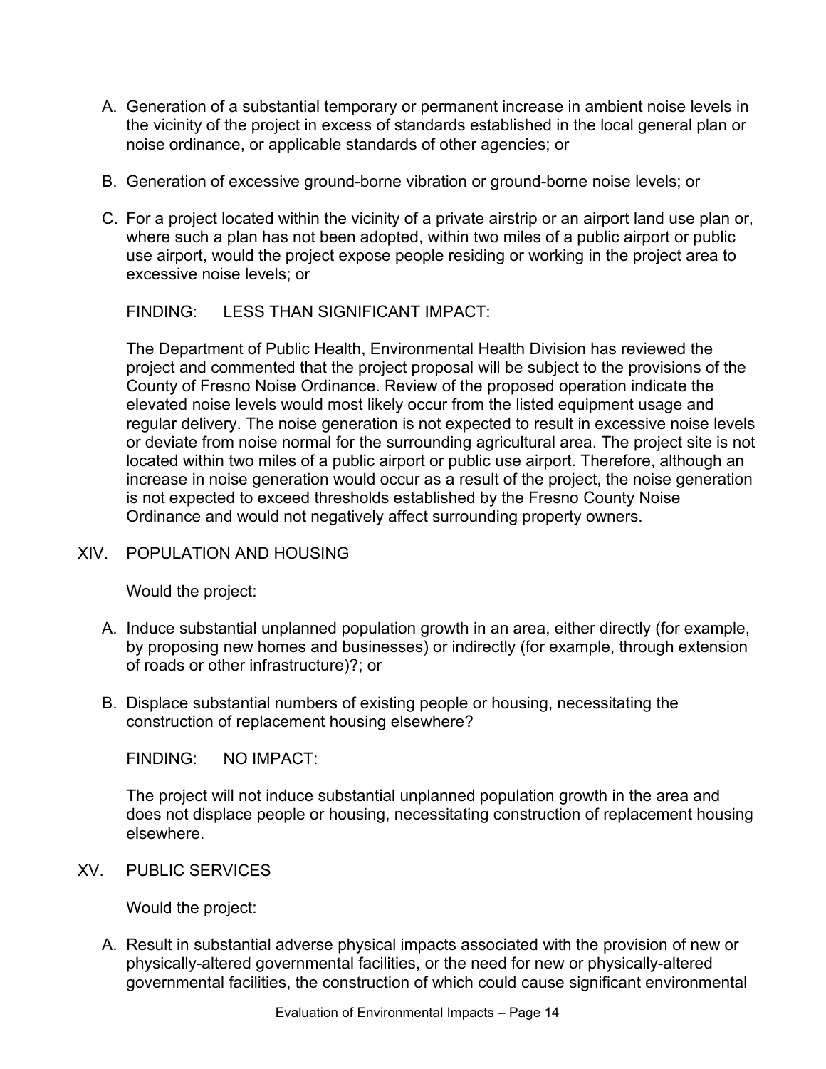A. Generation of a substantial temporary or permanent increase in ambient noise levels in the vicinity of the project in excess of standards established in the local general plan or noise ordinance, or applicable standards of other agencies; or

B. Generation of excessive ground-borne vibration or ground-borne noise levels; or

C. For a project located within the vicinity of a private airstrip or an airport land use plan or, where such a plan has not been adopted, within two miles of a public airport or public use airport, would the project expose people residing or working in the project area to excessive noise levels; or

FINDING: LESS THAN SIGNIFICANT IMPACT:

The Department of Public Health, Environmental Health Division has reviewed the project and commented that the project proposal will be subject to the provisions of the County of Fresno Noise Ordinance. Review of the proposed operation indicate the elevated noise levels would most likely occur from the listed equipment usage and regular delivery. The noise generation is not expected to result in excessive noise levels or deviate from noise normal for the surrounding agricultural area. The project site is not located within two miles of a public airport or public use airport. Therefore, although an increase in noise generation would occur as a result of the project, the noise generation is not expected to exceed thresholds established by the Fresno County Noise Ordinance and would not negatively affect surrounding property owners.

## XIV. POPULATION AND HOUSING

Would the project:

A. Induce substantial unplanned population growth in an area, either directly (for example, by proposing new homes and businesses) or indirectly (for example, through extension of roads or other infrastructure)?; or

B. Displace substantial numbers of existing people or housing, necessitating the construction of replacement housing elsewhere?

FINDING: NO IMPACT:

The project will not induce substantial unplanned population growth in the area and does not displace people or housing, necessitating construction of replacement housing elsewhere.

## XV. PUBLIC SERVICES

Would the project:

A. Result in substantial adverse physical impacts associated with the provision of new or physically-altered governmental facilities, or the need for new or physically-altered governmental facilities, the construction of which could cause significant environmental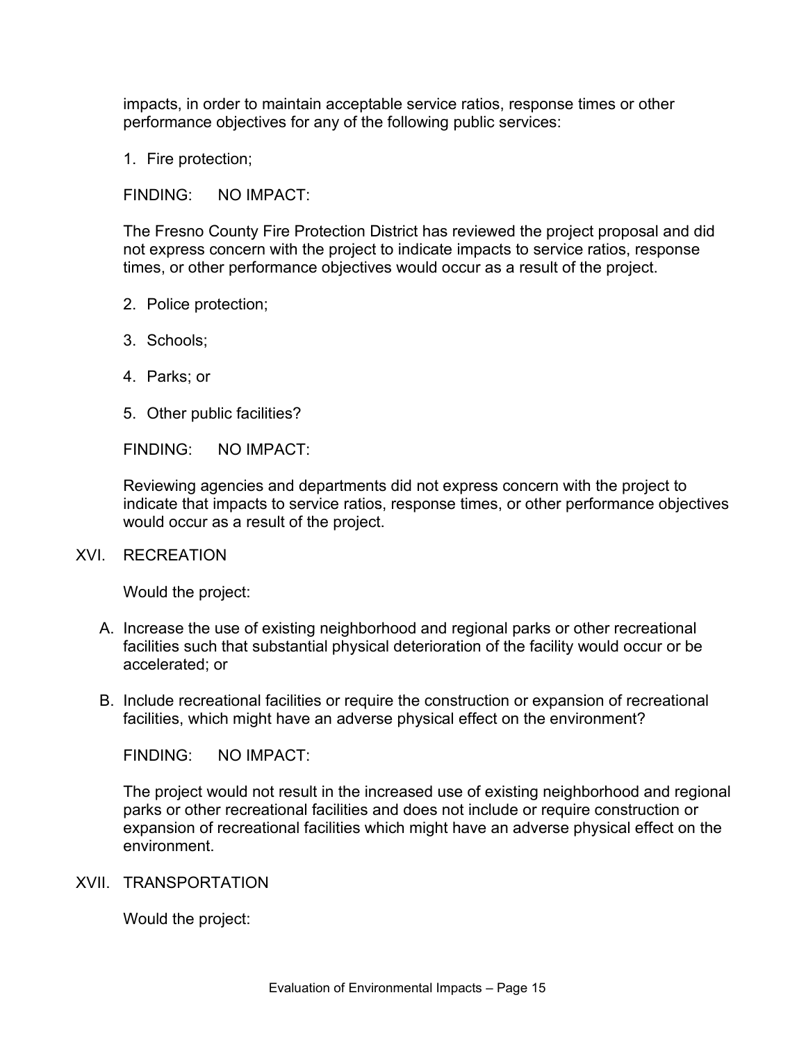impacts, in order to maintain acceptable service ratios, response times or other performance objectives for any of the following public services:

1. Fire protection;

FINDING: NO IMPACT:

The Fresno County Fire Protection District has reviewed the project proposal and did not express concern with the project to indicate impacts to service ratios, response times, or other performance objectives would occur as a result of the project.

2. Police protection;

3. Schools;

4. Parks; or

5. Other public facilities?

FINDING: NO IMPACT:

Reviewing agencies and departments did not express concern with the project to indicate that impacts to service ratios, response times, or other performance objectives would occur as a result of the project.

## XVI. RECREATION

Would the project:

A. Increase the use of existing neighborhood and regional parks or other recreational facilities such that substantial physical deterioration of the facility would occur or be accelerated; or

B. Include recreational facilities or require the construction or expansion of recreational facilities, which might have an adverse physical effect on the environment?

FINDING: NO IMPACT:

The project would not result in the increased use of existing neighborhood and regional parks or other recreational facilities and does not include or require construction or expansion of recreational facilities which might have an adverse physical effect on the environment.

## XVII. TRANSPORTATION

Would the project: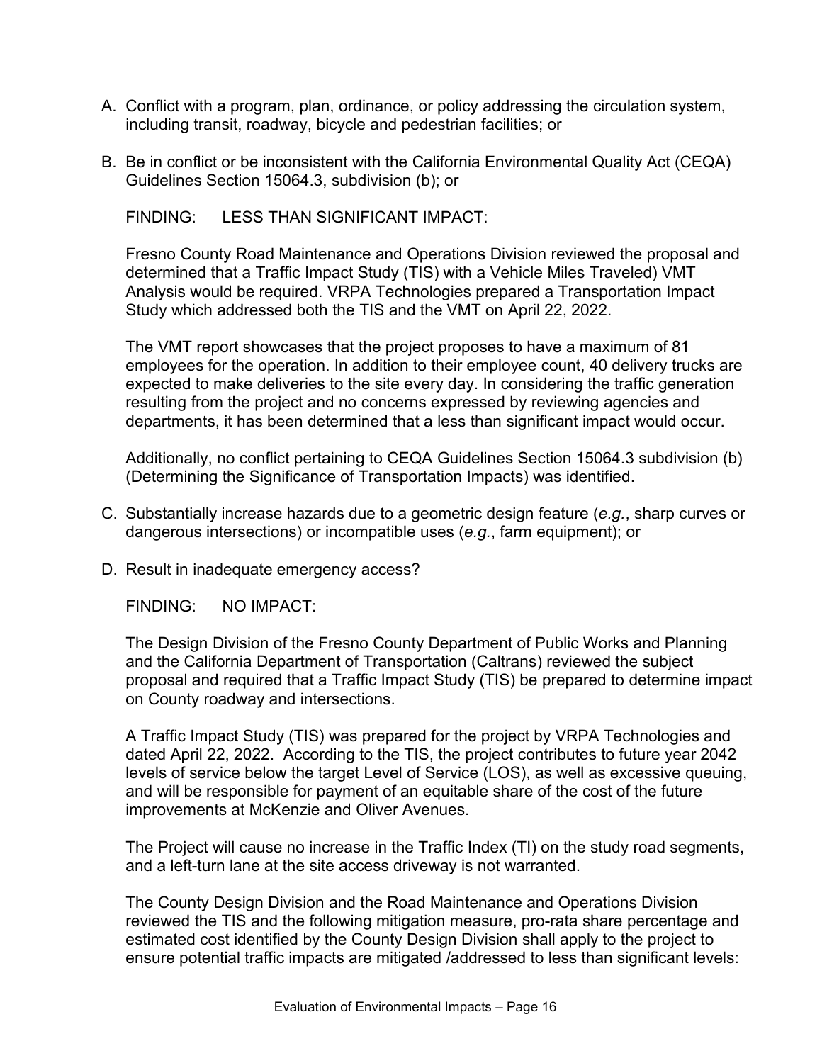A. Conflict with a program, plan, ordinance, or policy addressing the circulation system, including transit, roadway, bicycle and pedestrian facilities; or

B. Be in conflict or be inconsistent with the California Environmental Quality Act (CEQA) Guidelines Section 15064.3, subdivision (b); or

   FINDING: LESS THAN SIGNIFICANT IMPACT:

   Fresno County Road Maintenance and Operations Division reviewed the proposal and determined that a Traffic Impact Study (TIS) with a Vehicle Miles Traveled) VMT Analysis would be required. VRPA Technologies prepared a Transportation Impact Study which addressed both the TIS and the VMT on April 22, 2022.

   The VMT report showcases that the project proposes to have a maximum of 81 employees for the operation. In addition to their employee count, 40 delivery trucks are expected to make deliveries to the site every day. In considering the traffic generation resulting from the project and no concerns expressed by reviewing agencies and departments, it has been determined that a less than significant impact would occur.

   Additionally, no conflict pertaining to CEQA Guidelines Section 15064.3 subdivision (b) (Determining the Significance of Transportation Impacts) was identified.

C. Substantially increase hazards due to a geometric design feature (*e.g.*, sharp curves or dangerous intersections) or incompatible uses (*e.g.*, farm equipment); or

D. Result in inadequate emergency access?

   FINDING: NO IMPACT:

   The Design Division of the Fresno County Department of Public Works and Planning and the California Department of Transportation (Caltrans) reviewed the subject proposal and required that a Traffic Impact Study (TIS) be prepared to determine impact on County roadway and intersections.

   A Traffic Impact Study (TIS) was prepared for the project by VRPA Technologies and dated April 22, 2022. According to the TIS, the project contributes to future year 2042 levels of service below the target Level of Service (LOS), as well as excessive queuing, and will be responsible for payment of an equitable share of the cost of the future improvements at McKenzie and Oliver Avenues.

   The Project will cause no increase in the Traffic Index (TI) on the study road segments, and a left-turn lane at the site access driveway is not warranted.

   The County Design Division and the Road Maintenance and Operations Division reviewed the TIS and the following mitigation measure, pro-rata share percentage and estimated cost identified by the County Design Division shall apply to the project to ensure potential traffic impacts are mitigated /addressed to less than significant levels: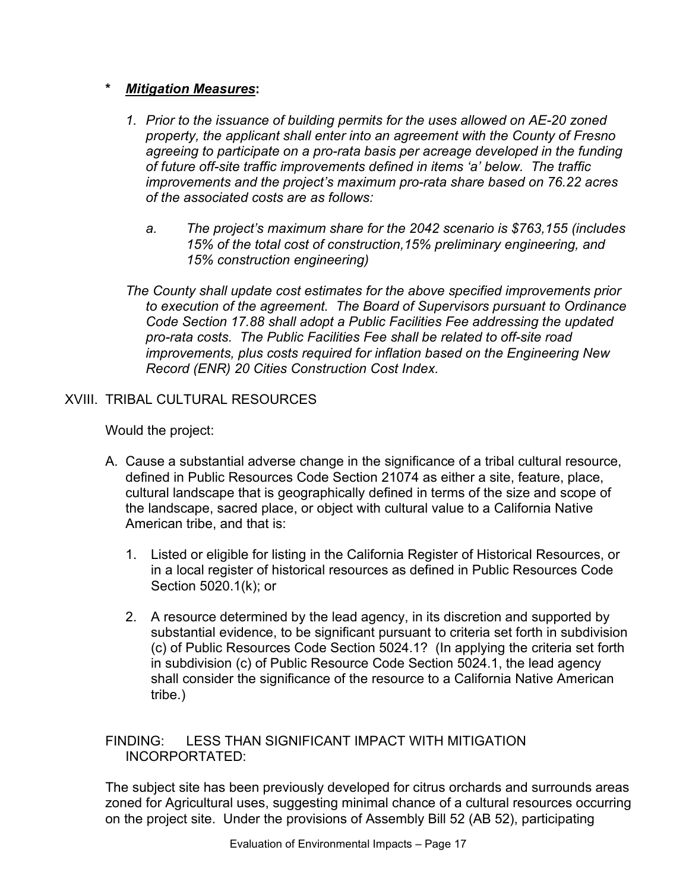**\*** ***Mitigation Measures*****:**

*1. Prior to the issuance of building permits for the uses allowed on AE-20 zoned property, the applicant shall enter into an agreement with the County of Fresno agreeing to participate on a pro-rata basis per acreage developed in the funding of future off-site traffic improvements defined in items 'a' below. The traffic improvements and the project's maximum pro-rata share based on 76.22 acres of the associated costs are as follows:*

*a. The project's maximum share for the 2042 scenario is $763,155 (includes 15% of the total cost of construction,15% preliminary engineering, and 15% construction engineering)*

*The County shall update cost estimates for the above specified improvements prior to execution of the agreement. The Board of Supervisors pursuant to Ordinance Code Section 17.88 shall adopt a Public Facilities Fee addressing the updated pro-rata costs. The Public Facilities Fee shall be related to off-site road improvements, plus costs required for inflation based on the Engineering New Record (ENR) 20 Cities Construction Cost Index.*

## XVIII. TRIBAL CULTURAL RESOURCES

Would the project:

A. Cause a substantial adverse change in the significance of a tribal cultural resource, defined in Public Resources Code Section 21074 as either a site, feature, place, cultural landscape that is geographically defined in terms of the size and scope of the landscape, sacred place, or object with cultural value to a California Native American tribe, and that is:

1. Listed or eligible for listing in the California Register of Historical Resources, or in a local register of historical resources as defined in Public Resources Code Section 5020.1(k); or

2. A resource determined by the lead agency, in its discretion and supported by substantial evidence, to be significant pursuant to criteria set forth in subdivision (c) of Public Resources Code Section 5024.1? (In applying the criteria set forth in subdivision (c) of Public Resource Code Section 5024.1, the lead agency shall consider the significance of the resource to a California Native American tribe.)

FINDING: LESS THAN SIGNIFICANT IMPACT WITH MITIGATION INCORPORTATED:

The subject site has been previously developed for citrus orchards and surrounds areas zoned for Agricultural uses, suggesting minimal chance of a cultural resources occurring on the project site. Under the provisions of Assembly Bill 52 (AB 52), participating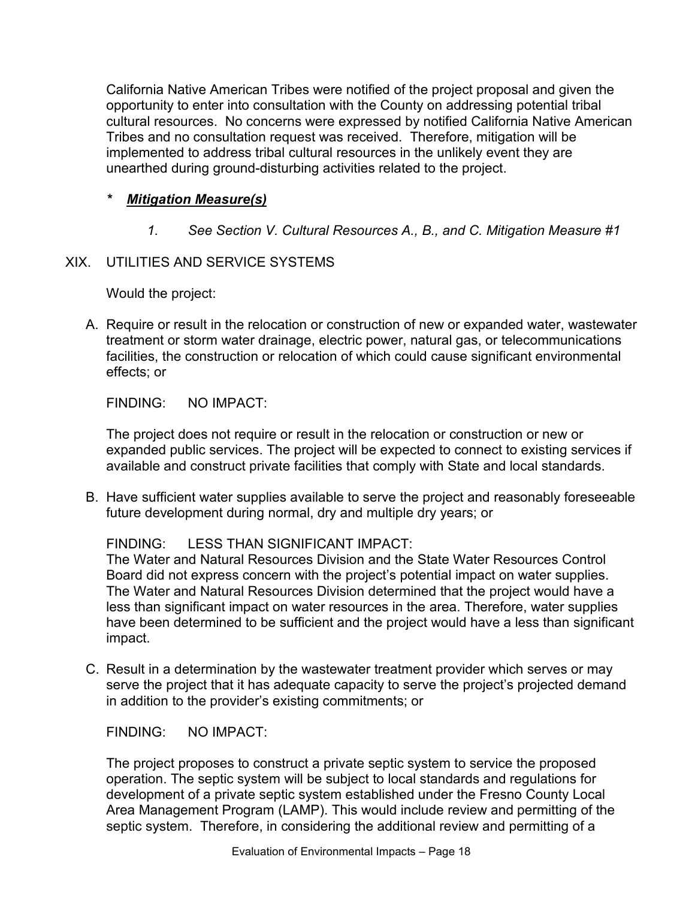California Native American Tribes were notified of the project proposal and given the opportunity to enter into consultation with the County on addressing potential tribal cultural resources. No concerns were expressed by notified California Native American Tribes and no consultation request was received. Therefore, mitigation will be implemented to address tribal cultural resources in the unlikely event they are unearthed during ground-disturbing activities related to the project.

\* ***Mitigation Measure(s)***

*1. See Section V. Cultural Resources A., B., and C. Mitigation Measure #1*

XIX. UTILITIES AND SERVICE SYSTEMS

Would the project:

A. Require or result in the relocation or construction of new or expanded water, wastewater treatment or storm water drainage, electric power, natural gas, or telecommunications facilities, the construction or relocation of which could cause significant environmental effects; or

FINDING: NO IMPACT:

The project does not require or result in the relocation or construction or new or expanded public services. The project will be expected to connect to existing services if available and construct private facilities that comply with State and local standards.

B. Have sufficient water supplies available to serve the project and reasonably foreseeable future development during normal, dry and multiple dry years; or

FINDING: LESS THAN SIGNIFICANT IMPACT:
The Water and Natural Resources Division and the State Water Resources Control Board did not express concern with the project's potential impact on water supplies. The Water and Natural Resources Division determined that the project would have a less than significant impact on water resources in the area. Therefore, water supplies have been determined to be sufficient and the project would have a less than significant impact.

C. Result in a determination by the wastewater treatment provider which serves or may serve the project that it has adequate capacity to serve the project's projected demand in addition to the provider's existing commitments; or

FINDING: NO IMPACT:

The project proposes to construct a private septic system to service the proposed operation. The septic system will be subject to local standards and regulations for development of a private septic system established under the Fresno County Local Area Management Program (LAMP). This would include review and permitting of the septic system. Therefore, in considering the additional review and permitting of a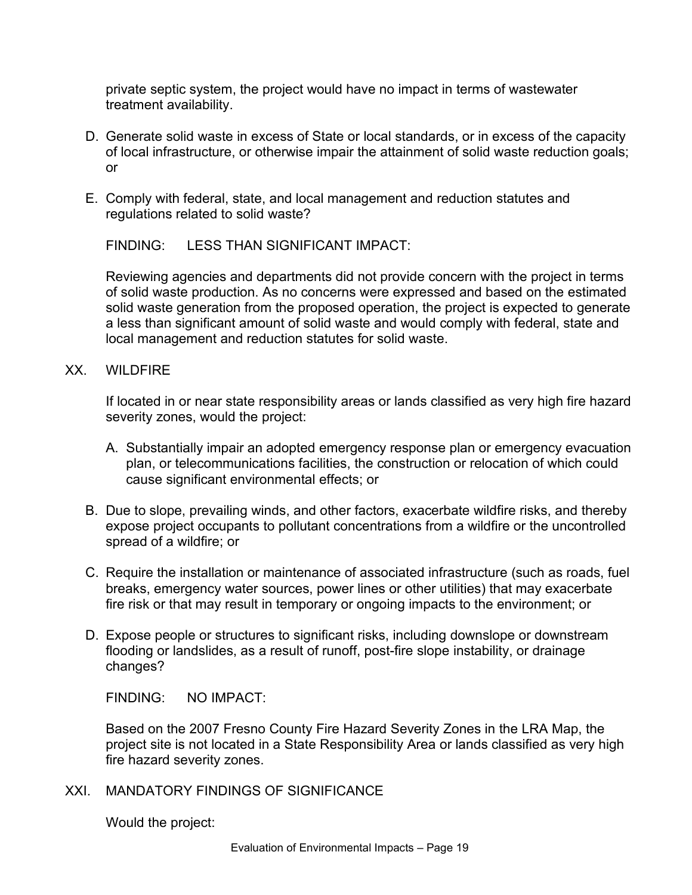private septic system, the project would have no impact in terms of wastewater treatment availability.

D. Generate solid waste in excess of State or local standards, or in excess of the capacity of local infrastructure, or otherwise impair the attainment of solid waste reduction goals; or

E. Comply with federal, state, and local management and reduction statutes and regulations related to solid waste?

FINDING: LESS THAN SIGNIFICANT IMPACT:

Reviewing agencies and departments did not provide concern with the project in terms of solid waste production. As no concerns were expressed and based on the estimated solid waste generation from the proposed operation, the project is expected to generate a less than significant amount of solid waste and would comply with federal, state and local management and reduction statutes for solid waste.

## XX. WILDFIRE

If located in or near state responsibility areas or lands classified as very high fire hazard severity zones, would the project:

A. Substantially impair an adopted emergency response plan or emergency evacuation plan, or telecommunications facilities, the construction or relocation of which could cause significant environmental effects; or

B. Due to slope, prevailing winds, and other factors, exacerbate wildfire risks, and thereby expose project occupants to pollutant concentrations from a wildfire or the uncontrolled spread of a wildfire; or

C. Require the installation or maintenance of associated infrastructure (such as roads, fuel breaks, emergency water sources, power lines or other utilities) that may exacerbate fire risk or that may result in temporary or ongoing impacts to the environment; or

D. Expose people or structures to significant risks, including downslope or downstream flooding or landslides, as a result of runoff, post-fire slope instability, or drainage changes?

FINDING: NO IMPACT:

Based on the 2007 Fresno County Fire Hazard Severity Zones in the LRA Map, the project site is not located in a State Responsibility Area or lands classified as very high fire hazard severity zones.

## XXI. MANDATORY FINDINGS OF SIGNIFICANCE

Would the project: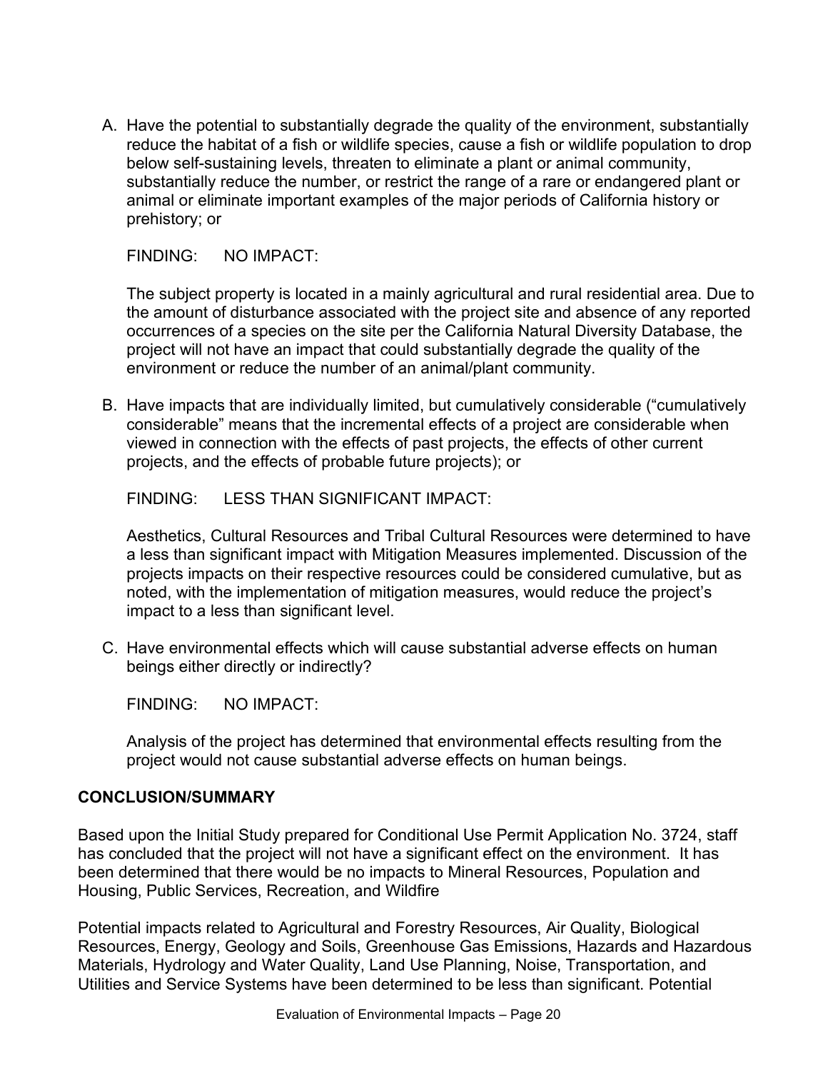A. Have the potential to substantially degrade the quality of the environment, substantially reduce the habitat of a fish or wildlife species, cause a fish or wildlife population to drop below self-sustaining levels, threaten to eliminate a plant or animal community, substantially reduce the number, or restrict the range of a rare or endangered plant or animal or eliminate important examples of the major periods of California history or prehistory; or

   FINDING: NO IMPACT:

   The subject property is located in a mainly agricultural and rural residential area. Due to the amount of disturbance associated with the project site and absence of any reported occurrences of a species on the site per the California Natural Diversity Database, the project will not have an impact that could substantially degrade the quality of the environment or reduce the number of an animal/plant community.

B. Have impacts that are individually limited, but cumulatively considerable ("cumulatively considerable" means that the incremental effects of a project are considerable when viewed in connection with the effects of past projects, the effects of other current projects, and the effects of probable future projects); or

   FINDING: LESS THAN SIGNIFICANT IMPACT:

   Aesthetics, Cultural Resources and Tribal Cultural Resources were determined to have a less than significant impact with Mitigation Measures implemented. Discussion of the projects impacts on their respective resources could be considered cumulative, but as noted, with the implementation of mitigation measures, would reduce the project's impact to a less than significant level.

C. Have environmental effects which will cause substantial adverse effects on human beings either directly or indirectly?

   FINDING: NO IMPACT:

   Analysis of the project has determined that environmental effects resulting from the project would not cause substantial adverse effects on human beings.

**CONCLUSION/SUMMARY**

Based upon the Initial Study prepared for Conditional Use Permit Application No. 3724, staff has concluded that the project will not have a significant effect on the environment. It has been determined that there would be no impacts to Mineral Resources, Population and Housing, Public Services, Recreation, and Wildfire

Potential impacts related to Agricultural and Forestry Resources, Air Quality, Biological Resources, Energy, Geology and Soils, Greenhouse Gas Emissions, Hazards and Hazardous Materials, Hydrology and Water Quality, Land Use Planning, Noise, Transportation, and Utilities and Service Systems have been determined to be less than significant. Potential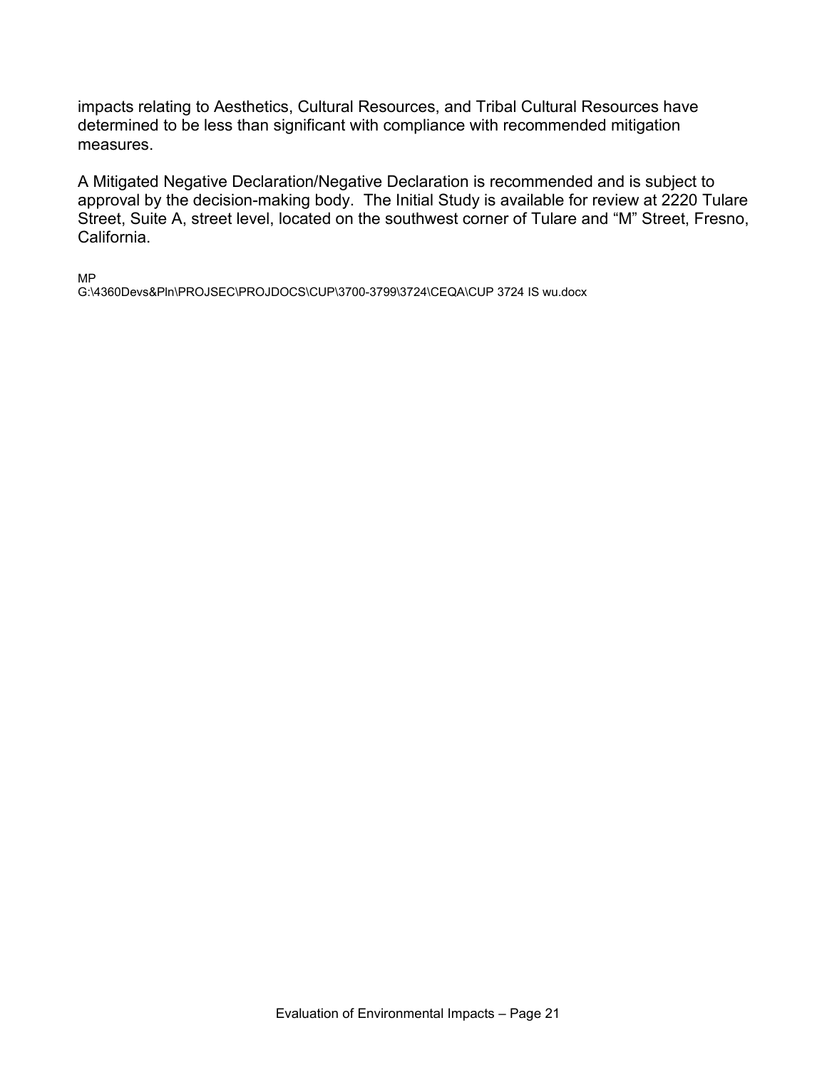impacts relating to Aesthetics, Cultural Resources, and Tribal Cultural Resources have determined to be less than significant with compliance with recommended mitigation measures.

A Mitigated Negative Declaration/Negative Declaration is recommended and is subject to approval by the decision-making body. The Initial Study is available for review at 2220 Tulare Street, Suite A, street level, located on the southwest corner of Tulare and "M" Street, Fresno, California.

MP
G:\4360Devs&Pln\PROJSEC\PROJDOCS\CUP\3700-3799\3724\CEQA\CUP 3724 IS wu.docx